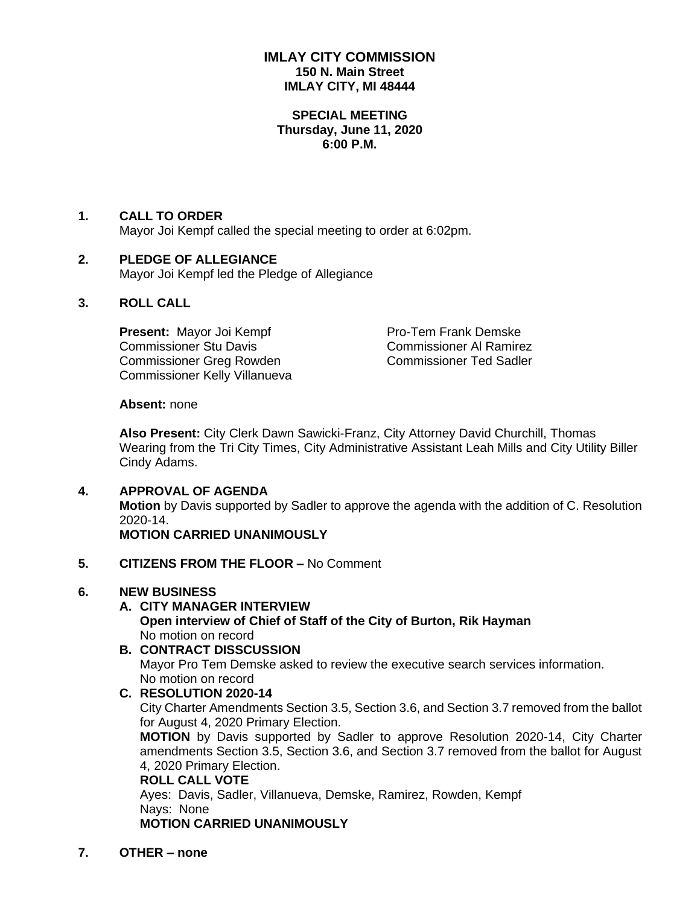# IMLAY CITY COMMISSION
**150 N. Main Street**
**IMLAY CITY, MI 48444**

**SPECIAL MEETING**
**Thursday, June 11, 2020**
**6:00 P.M.**

## 1. CALL TO ORDER

Mayor Joi Kempf called the special meeting to order at 6:02pm.

## 2. PLEDGE OF ALLEGIANCE

Mayor Joi Kempf led the Pledge of Allegiance

## 3. ROLL CALL

**Present:** Mayor Joi Kempf
Pro-Tem Frank Demske
Commissioner Stu Davis
Commissioner Al Ramirez
Commissioner Greg Rowden
Commissioner Ted Sadler
Commissioner Kelly Villanueva

**Absent:** none

**Also Present:** City Clerk Dawn Sawicki-Franz, City Attorney David Churchill, Thomas Wearing from the Tri City Times, City Administrative Assistant Leah Mills and City Utility Biller Cindy Adams.

## 4. APPROVAL OF AGENDA

**Motion** by Davis supported by Sadler to approve the agenda with the addition of C. Resolution 2020-14.

**MOTION CARRIED UNANIMOUSLY**

## 5. CITIZENS FROM THE FLOOR – No Comment

## 6. NEW BUSINESS

### A. CITY MANAGER INTERVIEW

**Open interview of Chief of Staff of the City of Burton, Rik Hayman**

No motion on record

### B. CONTRACT DISSCUSSION

Mayor Pro Tem Demske asked to review the executive search services information.

No motion on record

### C. RESOLUTION 2020-14

City Charter Amendments Section 3.5, Section 3.6, and Section 3.7 removed from the ballot for August 4, 2020 Primary Election.

**MOTION** by Davis supported by Sadler to approve Resolution 2020-14, City Charter amendments Section 3.5, Section 3.6, and Section 3.7 removed from the ballot for August 4, 2020 Primary Election.

**ROLL CALL VOTE**

Ayes: Davis, Sadler, Villanueva, Demske, Ramirez, Rowden, Kempf

Nays: None

**MOTION CARRIED UNANIMOUSLY**

## 7. OTHER – none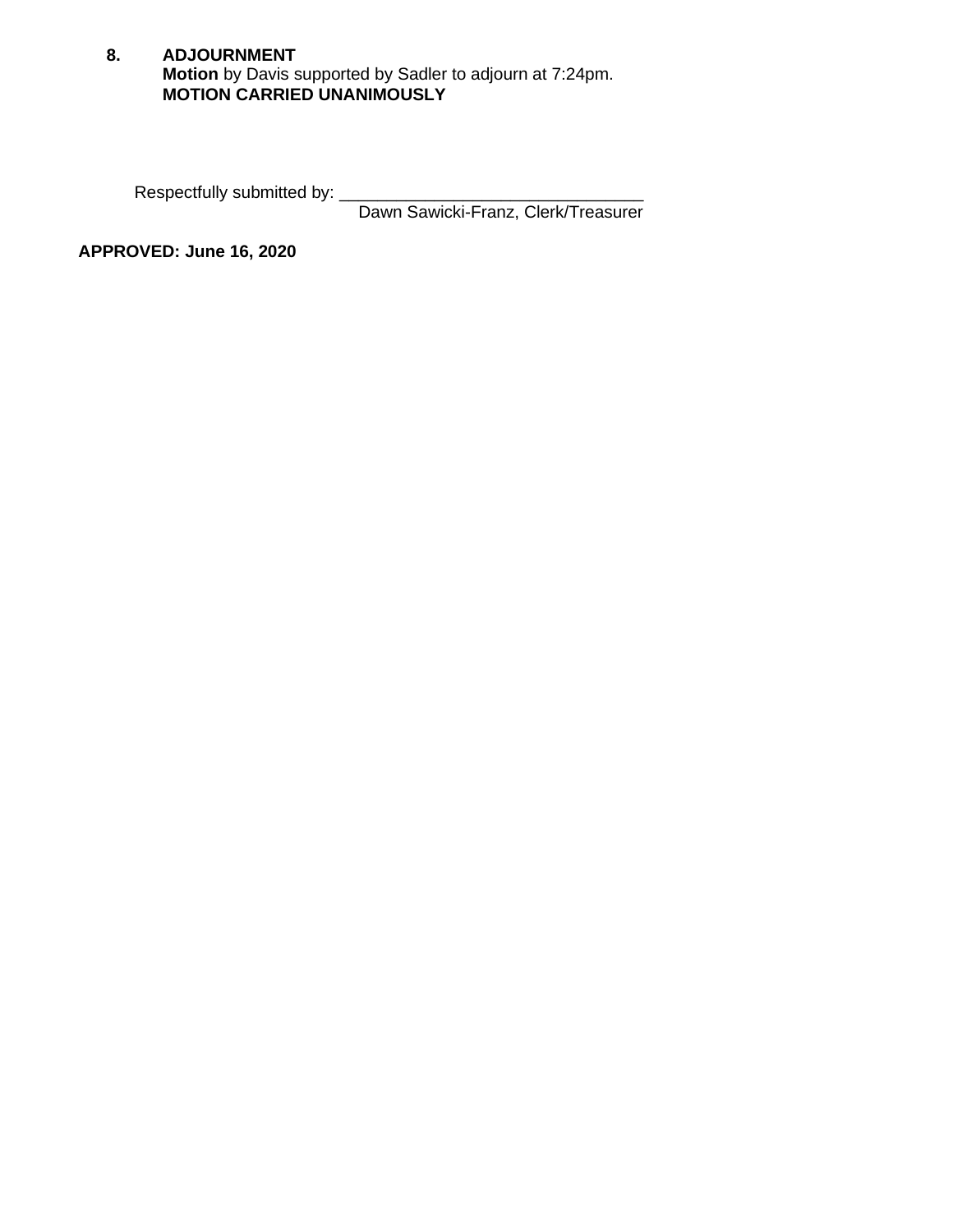**8. ADJOURNMENT**

**Motion** by Davis supported by Sadler to adjourn at 7:24pm.

**MOTION CARRIED UNANIMOUSLY**

Respectfully submitted by: _________________________________

Dawn Sawicki-Franz, Clerk/Treasurer

**APPROVED: June 16, 2020**